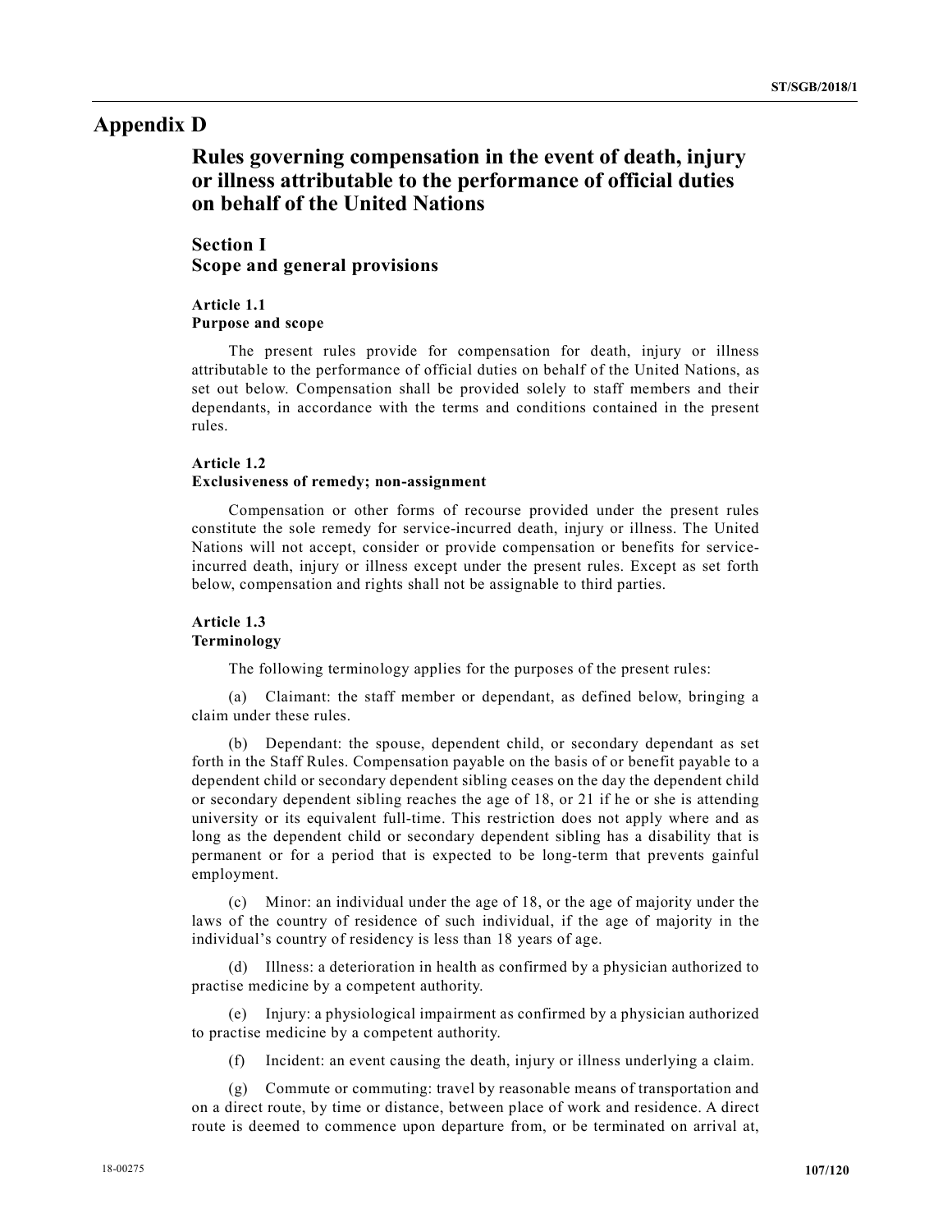# Appendix D

## Rules governing compensation in the event of death, injury or illness attributable to the performance of official duties on behalf of the United Nations

### Section I
### Scope and general provisions

**Article 1.1**
**Purpose and scope**

The present rules provide for compensation for death, injury or illness attributable to the performance of official duties on behalf of the United Nations, as set out below. Compensation shall be provided solely to staff members and their dependants, in accordance with the terms and conditions contained in the present rules.

**Article 1.2**
**Exclusiveness of remedy; non-assignment**

Compensation or other forms of recourse provided under the present rules constitute the sole remedy for service-incurred death, injury or illness. The United Nations will not accept, consider or provide compensation or benefits for service-incurred death, injury or illness except under the present rules. Except as set forth below, compensation and rights shall not be assignable to third parties.

**Article 1.3**
**Terminology**

The following terminology applies for the purposes of the present rules:

(a) Claimant: the staff member or dependant, as defined below, bringing a claim under these rules.

(b) Dependant: the spouse, dependent child, or secondary dependant as set forth in the Staff Rules. Compensation payable on the basis of or benefit payable to a dependent child or secondary dependent sibling ceases on the day the dependent child or secondary dependent sibling reaches the age of 18, or 21 if he or she is attending university or its equivalent full-time. This restriction does not apply where and as long as the dependent child or secondary dependent sibling has a disability that is permanent or for a period that is expected to be long-term that prevents gainful employment.

(c) Minor: an individual under the age of 18, or the age of majority under the laws of the country of residence of such individual, if the age of majority in the individual's country of residency is less than 18 years of age.

(d) Illness: a deterioration in health as confirmed by a physician authorized to practise medicine by a competent authority.

(e) Injury: a physiological impairment as confirmed by a physician authorized to practise medicine by a competent authority.

(f) Incident: an event causing the death, injury or illness underlying a claim.

(g) Commute or commuting: travel by reasonable means of transportation and on a direct route, by time or distance, between place of work and residence. A direct route is deemed to commence upon departure from, or be terminated on arrival at,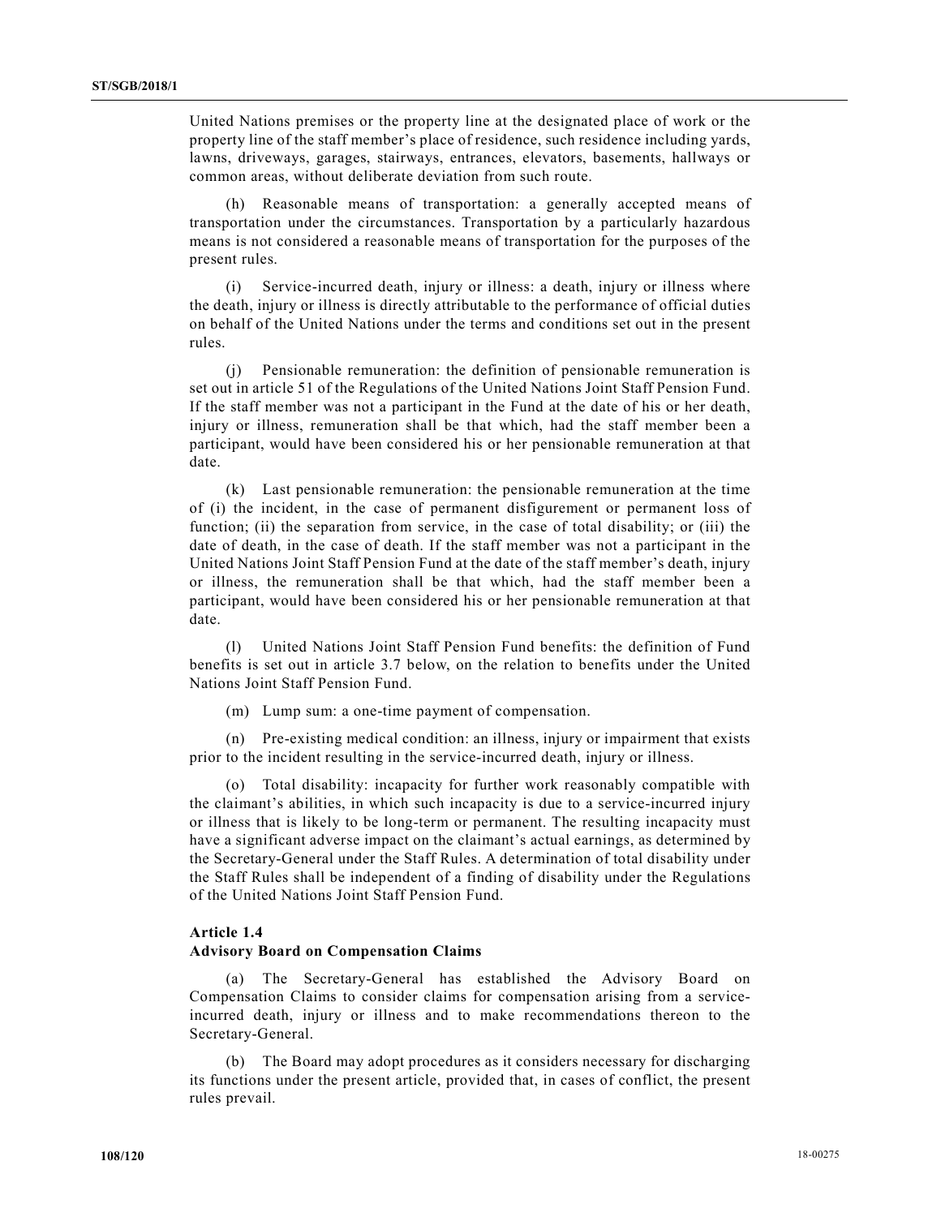United Nations premises or the property line at the designated place of work or the property line of the staff member's place of residence, such residence including yards, lawns, driveways, garages, stairways, entrances, elevators, basements, hallways or common areas, without deliberate deviation from such route.

(h) Reasonable means of transportation: a generally accepted means of transportation under the circumstances. Transportation by a particularly hazardous means is not considered a reasonable means of transportation for the purposes of the present rules.

(i) Service-incurred death, injury or illness: a death, injury or illness where the death, injury or illness is directly attributable to the performance of official duties on behalf of the United Nations under the terms and conditions set out in the present rules.

(j) Pensionable remuneration: the definition of pensionable remuneration is set out in article 51 of the Regulations of the United Nations Joint Staff Pension Fund. If the staff member was not a participant in the Fund at the date of his or her death, injury or illness, remuneration shall be that which, had the staff member been a participant, would have been considered his or her pensionable remuneration at that date.

(k) Last pensionable remuneration: the pensionable remuneration at the time of (i) the incident, in the case of permanent disfigurement or permanent loss of function; (ii) the separation from service, in the case of total disability; or (iii) the date of death, in the case of death. If the staff member was not a participant in the United Nations Joint Staff Pension Fund at the date of the staff member's death, injury or illness, the remuneration shall be that which, had the staff member been a participant, would have been considered his or her pensionable remuneration at that date.

(l) United Nations Joint Staff Pension Fund benefits: the definition of Fund benefits is set out in article 3.7 below, on the relation to benefits under the United Nations Joint Staff Pension Fund.

(m) Lump sum: a one-time payment of compensation.

(n) Pre-existing medical condition: an illness, injury or impairment that exists prior to the incident resulting in the service-incurred death, injury or illness.

(o) Total disability: incapacity for further work reasonably compatible with the claimant's abilities, in which such incapacity is due to a service-incurred injury or illness that is likely to be long-term or permanent. The resulting incapacity must have a significant adverse impact on the claimant's actual earnings, as determined by the Secretary-General under the Staff Rules. A determination of total disability under the Staff Rules shall be independent of a finding of disability under the Regulations of the United Nations Joint Staff Pension Fund.

**Article 1.4**
**Advisory Board on Compensation Claims**

(a) The Secretary-General has established the Advisory Board on Compensation Claims to consider claims for compensation arising from a service-incurred death, injury or illness and to make recommendations thereon to the Secretary-General.

(b) The Board may adopt procedures as it considers necessary for discharging its functions under the present article, provided that, in cases of conflict, the present rules prevail.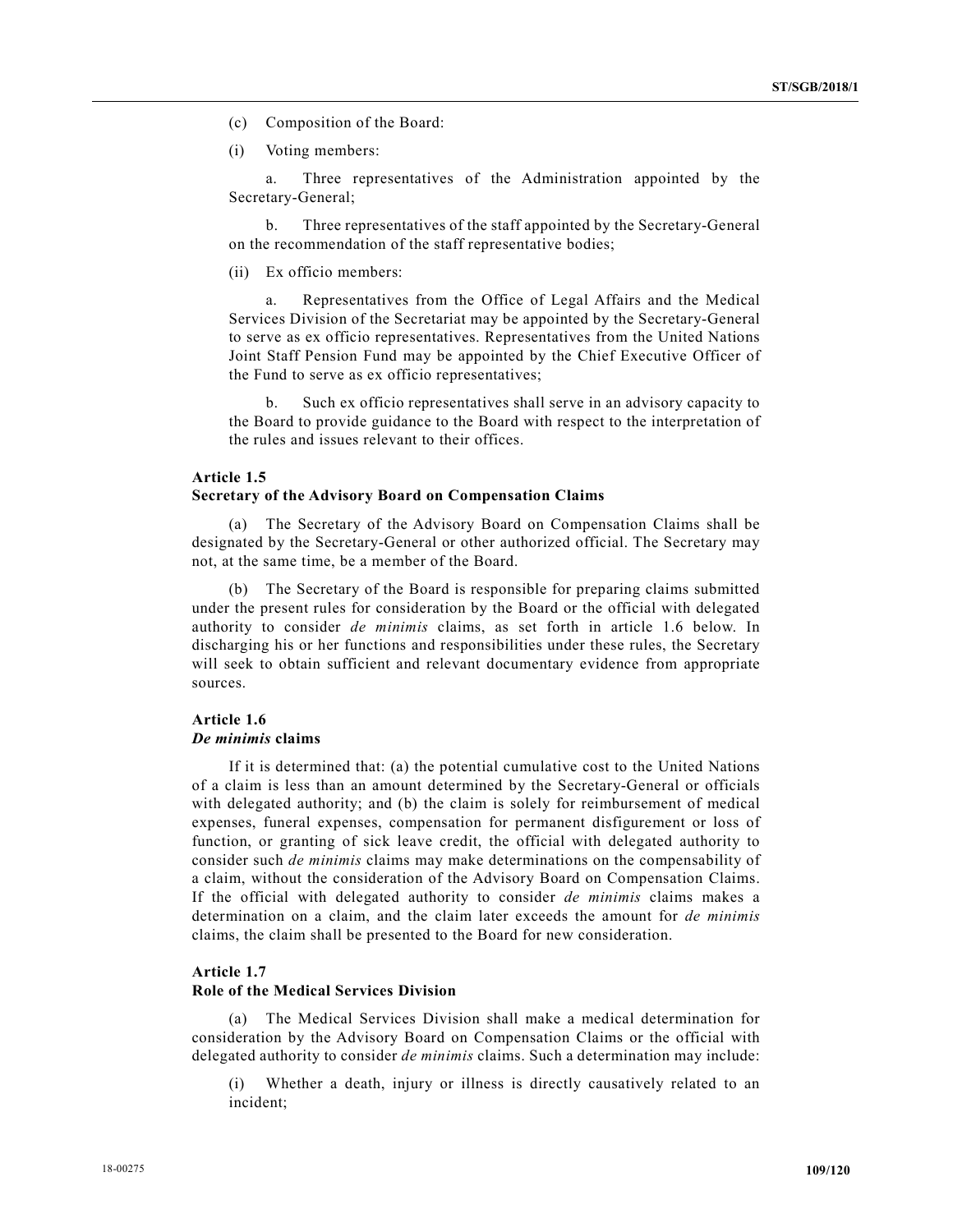(c) Composition of the Board:

(i) Voting members:

a. Three representatives of the Administration appointed by the Secretary-General;

b. Three representatives of the staff appointed by the Secretary-General on the recommendation of the staff representative bodies;

(ii) Ex officio members:

a. Representatives from the Office of Legal Affairs and the Medical Services Division of the Secretariat may be appointed by the Secretary-General to serve as ex officio representatives. Representatives from the United Nations Joint Staff Pension Fund may be appointed by the Chief Executive Officer of the Fund to serve as ex officio representatives;

b. Such ex officio representatives shall serve in an advisory capacity to the Board to provide guidance to the Board with respect to the interpretation of the rules and issues relevant to their offices.

**Article 1.5**
**Secretary of the Advisory Board on Compensation Claims**

(a) The Secretary of the Advisory Board on Compensation Claims shall be designated by the Secretary-General or other authorized official. The Secretary may not, at the same time, be a member of the Board.

(b) The Secretary of the Board is responsible for preparing claims submitted under the present rules for consideration by the Board or the official with delegated authority to consider *de minimis* claims, as set forth in article 1.6 below. In discharging his or her functions and responsibilities under these rules, the Secretary will seek to obtain sufficient and relevant documentary evidence from appropriate sources.

**Article 1.6**
***De minimis* claims**

If it is determined that: (a) the potential cumulative cost to the United Nations of a claim is less than an amount determined by the Secretary-General or officials with delegated authority; and (b) the claim is solely for reimbursement of medical expenses, funeral expenses, compensation for permanent disfigurement or loss of function, or granting of sick leave credit, the official with delegated authority to consider such *de minimis* claims may make determinations on the compensability of a claim, without the consideration of the Advisory Board on Compensation Claims. If the official with delegated authority to consider *de minimis* claims makes a determination on a claim, and the claim later exceeds the amount for *de minimis* claims, the claim shall be presented to the Board for new consideration.

**Article 1.7**
**Role of the Medical Services Division**

(a) The Medical Services Division shall make a medical determination for consideration by the Advisory Board on Compensation Claims or the official with delegated authority to consider *de minimis* claims. Such a determination may include:

(i) Whether a death, injury or illness is directly causatively related to an incident;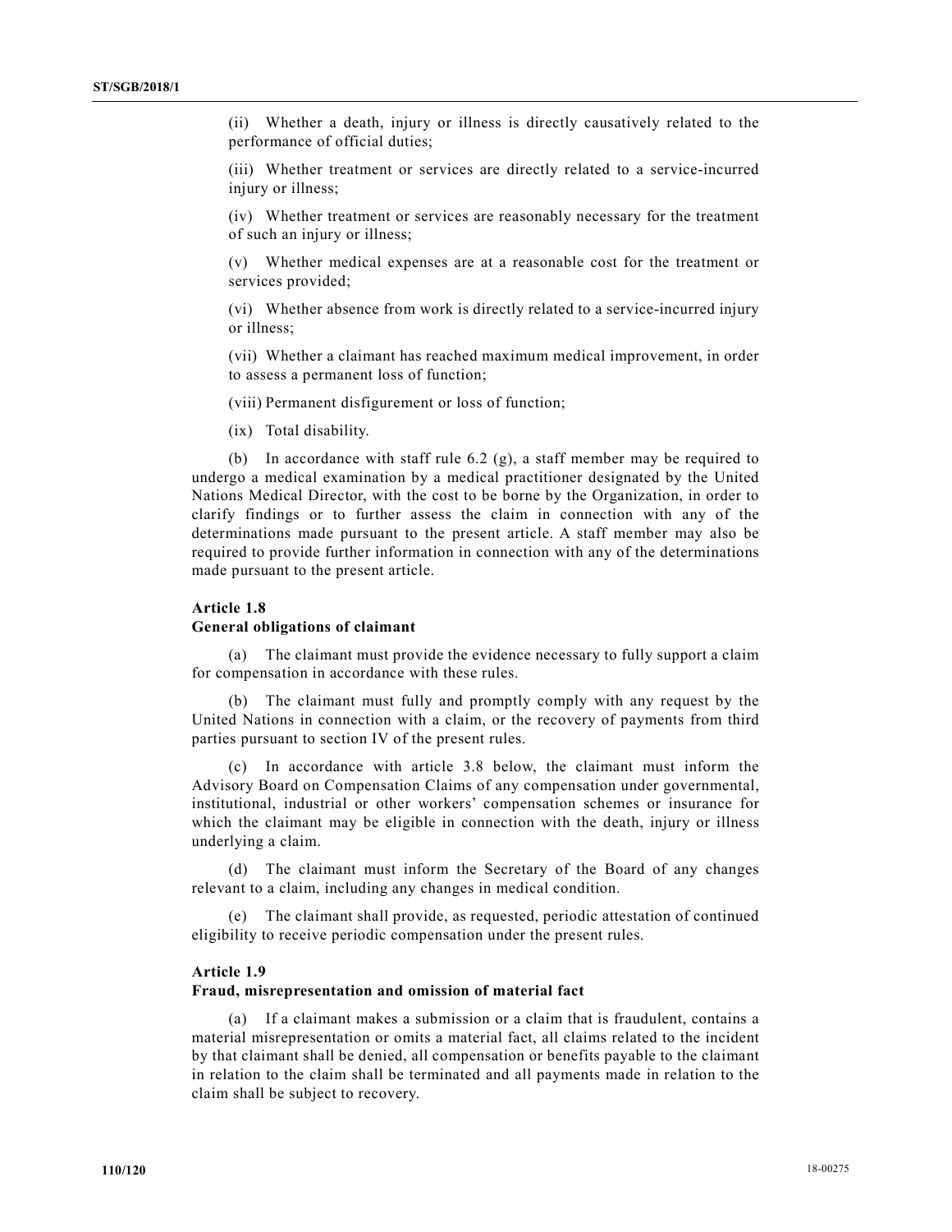(ii) Whether a death, injury or illness is directly causatively related to the performance of official duties;

(iii) Whether treatment or services are directly related to a service-incurred injury or illness;

(iv) Whether treatment or services are reasonably necessary for the treatment of such an injury or illness;

(v) Whether medical expenses are at a reasonable cost for the treatment or services provided;

(vi) Whether absence from work is directly related to a service-incurred injury or illness;

(vii) Whether a claimant has reached maximum medical improvement, in order to assess a permanent loss of function;

(viii) Permanent disfigurement or loss of function;

(ix) Total disability.

(b) In accordance with staff rule 6.2 (g), a staff member may be required to undergo a medical examination by a medical practitioner designated by the United Nations Medical Director, with the cost to be borne by the Organization, in order to clarify findings or to further assess the claim in connection with any of the determinations made pursuant to the present article. A staff member may also be required to provide further information in connection with any of the determinations made pursuant to the present article.

**Article 1.8**
**General obligations of claimant**

(a) The claimant must provide the evidence necessary to fully support a claim for compensation in accordance with these rules.

(b) The claimant must fully and promptly comply with any request by the United Nations in connection with a claim, or the recovery of payments from third parties pursuant to section IV of the present rules.

(c) In accordance with article 3.8 below, the claimant must inform the Advisory Board on Compensation Claims of any compensation under governmental, institutional, industrial or other workers' compensation schemes or insurance for which the claimant may be eligible in connection with the death, injury or illness underlying a claim.

(d) The claimant must inform the Secretary of the Board of any changes relevant to a claim, including any changes in medical condition.

(e) The claimant shall provide, as requested, periodic attestation of continued eligibility to receive periodic compensation under the present rules.

**Article 1.9**
**Fraud, misrepresentation and omission of material fact**

(a) If a claimant makes a submission or a claim that is fraudulent, contains a material misrepresentation or omits a material fact, all claims related to the incident by that claimant shall be denied, all compensation or benefits payable to the claimant in relation to the claim shall be terminated and all payments made in relation to the claim shall be subject to recovery.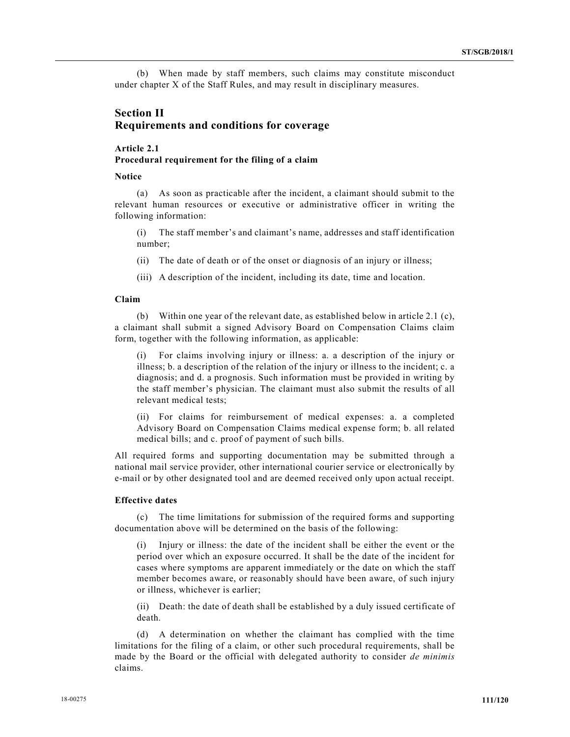(b) When made by staff members, such claims may constitute misconduct under chapter X of the Staff Rules, and may result in disciplinary measures.

## Section II
## Requirements and conditions for coverage

### Article 2.1
### Procedural requirement for the filing of a claim

**Notice**

(a) As soon as practicable after the incident, a claimant should submit to the relevant human resources or executive or administrative officer in writing the following information:

(i) The staff member's and claimant's name, addresses and staff identification number;

(ii) The date of death or of the onset or diagnosis of an injury or illness;

(iii) A description of the incident, including its date, time and location.

**Claim**

(b) Within one year of the relevant date, as established below in article 2.1 (c), a claimant shall submit a signed Advisory Board on Compensation Claims claim form, together with the following information, as applicable:

(i) For claims involving injury or illness: a. a description of the injury or illness; b. a description of the relation of the injury or illness to the incident; c. a diagnosis; and d. a prognosis. Such information must be provided in writing by the staff member's physician. The claimant must also submit the results of all relevant medical tests;

(ii) For claims for reimbursement of medical expenses: a. a completed Advisory Board on Compensation Claims medical expense form; b. all related medical bills; and c. proof of payment of such bills.

All required forms and supporting documentation may be submitted through a national mail service provider, other international courier service or electronically by e-mail or by other designated tool and are deemed received only upon actual receipt.

**Effective dates**

(c) The time limitations for submission of the required forms and supporting documentation above will be determined on the basis of the following:

(i) Injury or illness: the date of the incident shall be either the event or the period over which an exposure occurred. It shall be the date of the incident for cases where symptoms are apparent immediately or the date on which the staff member becomes aware, or reasonably should have been aware, of such injury or illness, whichever is earlier;

(ii) Death: the date of death shall be established by a duly issued certificate of death.

(d) A determination on whether the claimant has complied with the time limitations for the filing of a claim, or other such procedural requirements, shall be made by the Board or the official with delegated authority to consider *de minimis* claims.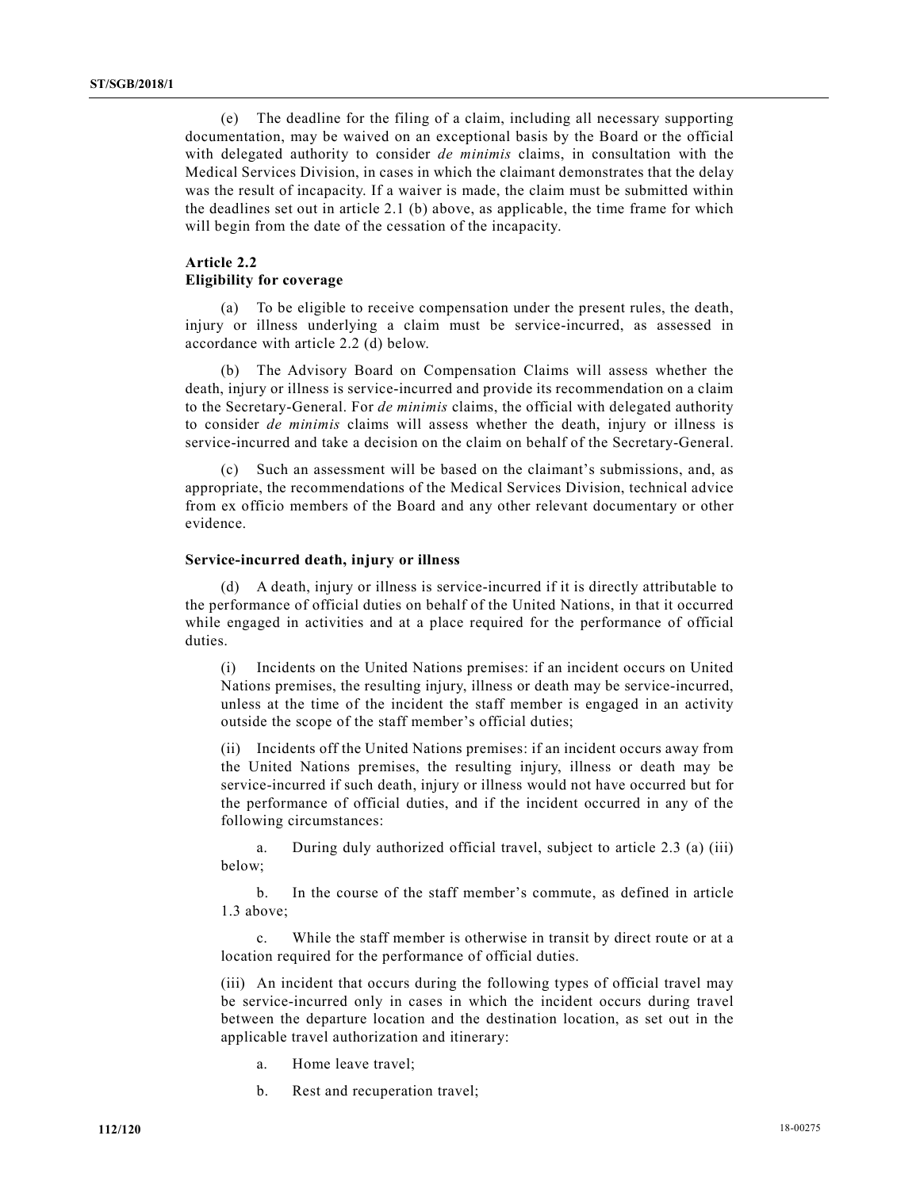(e) The deadline for the filing of a claim, including all necessary supporting documentation, may be waived on an exceptional basis by the Board or the official with delegated authority to consider *de minimis* claims, in consultation with the Medical Services Division, in cases in which the claimant demonstrates that the delay was the result of incapacity. If a waiver is made, the claim must be submitted within the deadlines set out in article 2.1 (b) above, as applicable, the time frame for which will begin from the date of the cessation of the incapacity.

### Article 2.2
### Eligibility for coverage

(a) To be eligible to receive compensation under the present rules, the death, injury or illness underlying a claim must be service-incurred, as assessed in accordance with article 2.2 (d) below.

(b) The Advisory Board on Compensation Claims will assess whether the death, injury or illness is service-incurred and provide its recommendation on a claim to the Secretary-General. For *de minimis* claims, the official with delegated authority to consider *de minimis* claims will assess whether the death, injury or illness is service-incurred and take a decision on the claim on behalf of the Secretary-General.

(c) Such an assessment will be based on the claimant's submissions, and, as appropriate, the recommendations of the Medical Services Division, technical advice from ex officio members of the Board and any other relevant documentary or other evidence.

#### Service-incurred death, injury or illness

(d) A death, injury or illness is service-incurred if it is directly attributable to the performance of official duties on behalf of the United Nations, in that it occurred while engaged in activities and at a place required for the performance of official duties.

(i) Incidents on the United Nations premises: if an incident occurs on United Nations premises, the resulting injury, illness or death may be service-incurred, unless at the time of the incident the staff member is engaged in an activity outside the scope of the staff member's official duties;

(ii) Incidents off the United Nations premises: if an incident occurs away from the United Nations premises, the resulting injury, illness or death may be service-incurred if such death, injury or illness would not have occurred but for the performance of official duties, and if the incident occurred in any of the following circumstances:

a. During duly authorized official travel, subject to article 2.3 (a) (iii) below;

b. In the course of the staff member's commute, as defined in article 1.3 above;

c. While the staff member is otherwise in transit by direct route or at a location required for the performance of official duties.

(iii) An incident that occurs during the following types of official travel may be service-incurred only in cases in which the incident occurs during travel between the departure location and the destination location, as set out in the applicable travel authorization and itinerary:

a. Home leave travel;

b. Rest and recuperation travel;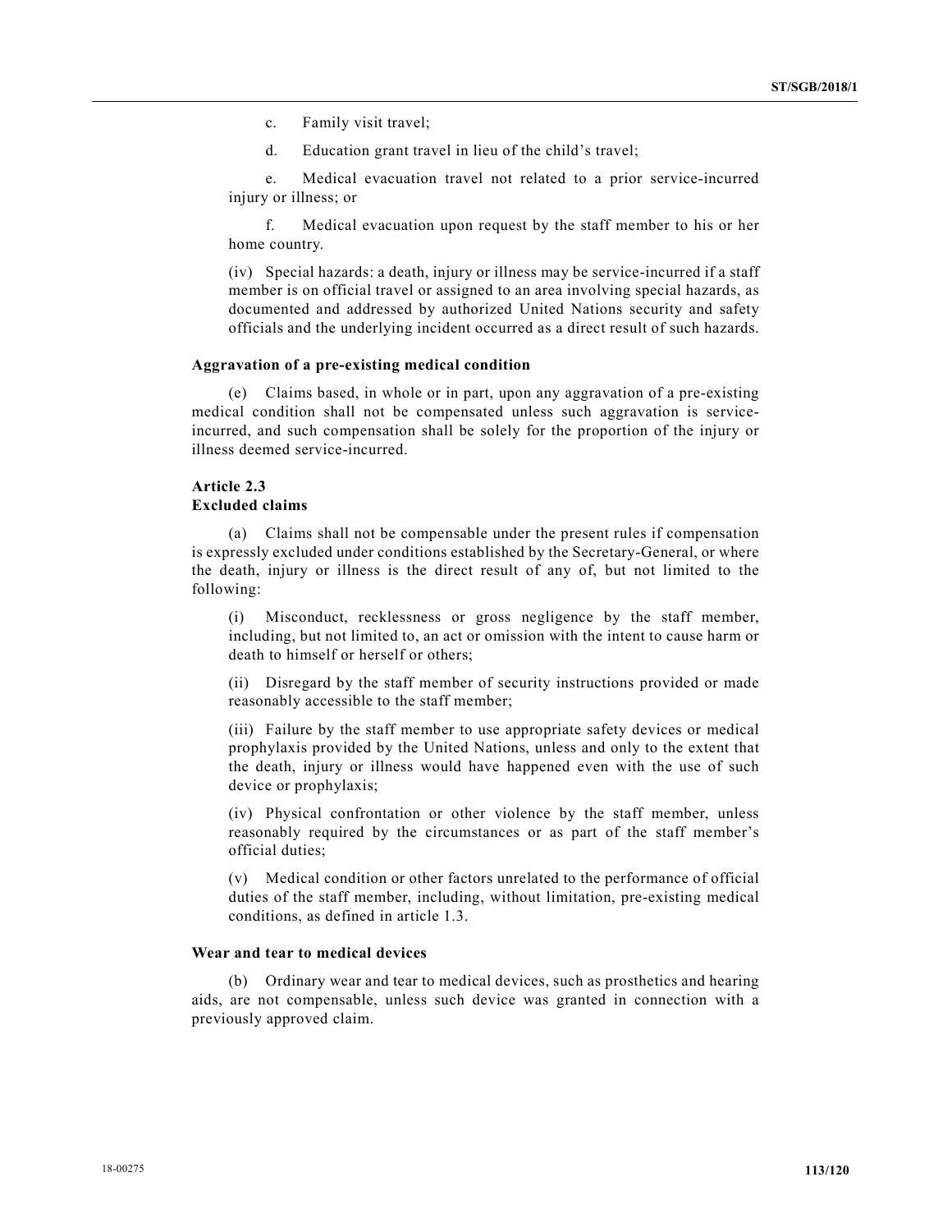c. Family visit travel;

d. Education grant travel in lieu of the child's travel;

e. Medical evacuation travel not related to a prior service-incurred injury or illness; or

f. Medical evacuation upon request by the staff member to his or her home country.

(iv) Special hazards: a death, injury or illness may be service-incurred if a staff member is on official travel or assigned to an area involving special hazards, as documented and addressed by authorized United Nations security and safety officials and the underlying incident occurred as a direct result of such hazards.

**Aggravation of a pre-existing medical condition**

(e) Claims based, in whole or in part, upon any aggravation of a pre-existing medical condition shall not be compensated unless such aggravation is service-incurred, and such compensation shall be solely for the proportion of the injury or illness deemed service-incurred.

**Article 2.3**
**Excluded claims**

(a) Claims shall not be compensable under the present rules if compensation is expressly excluded under conditions established by the Secretary-General, or where the death, injury or illness is the direct result of any of, but not limited to the following:

(i) Misconduct, recklessness or gross negligence by the staff member, including, but not limited to, an act or omission with the intent to cause harm or death to himself or herself or others;

(ii) Disregard by the staff member of security instructions provided or made reasonably accessible to the staff member;

(iii) Failure by the staff member to use appropriate safety devices or medical prophylaxis provided by the United Nations, unless and only to the extent that the death, injury or illness would have happened even with the use of such device or prophylaxis;

(iv) Physical confrontation or other violence by the staff member, unless reasonably required by the circumstances or as part of the staff member's official duties;

(v) Medical condition or other factors unrelated to the performance of official duties of the staff member, including, without limitation, pre-existing medical conditions, as defined in article 1.3.

**Wear and tear to medical devices**

(b) Ordinary wear and tear to medical devices, such as prosthetics and hearing aids, are not compensable, unless such device was granted in connection with a previously approved claim.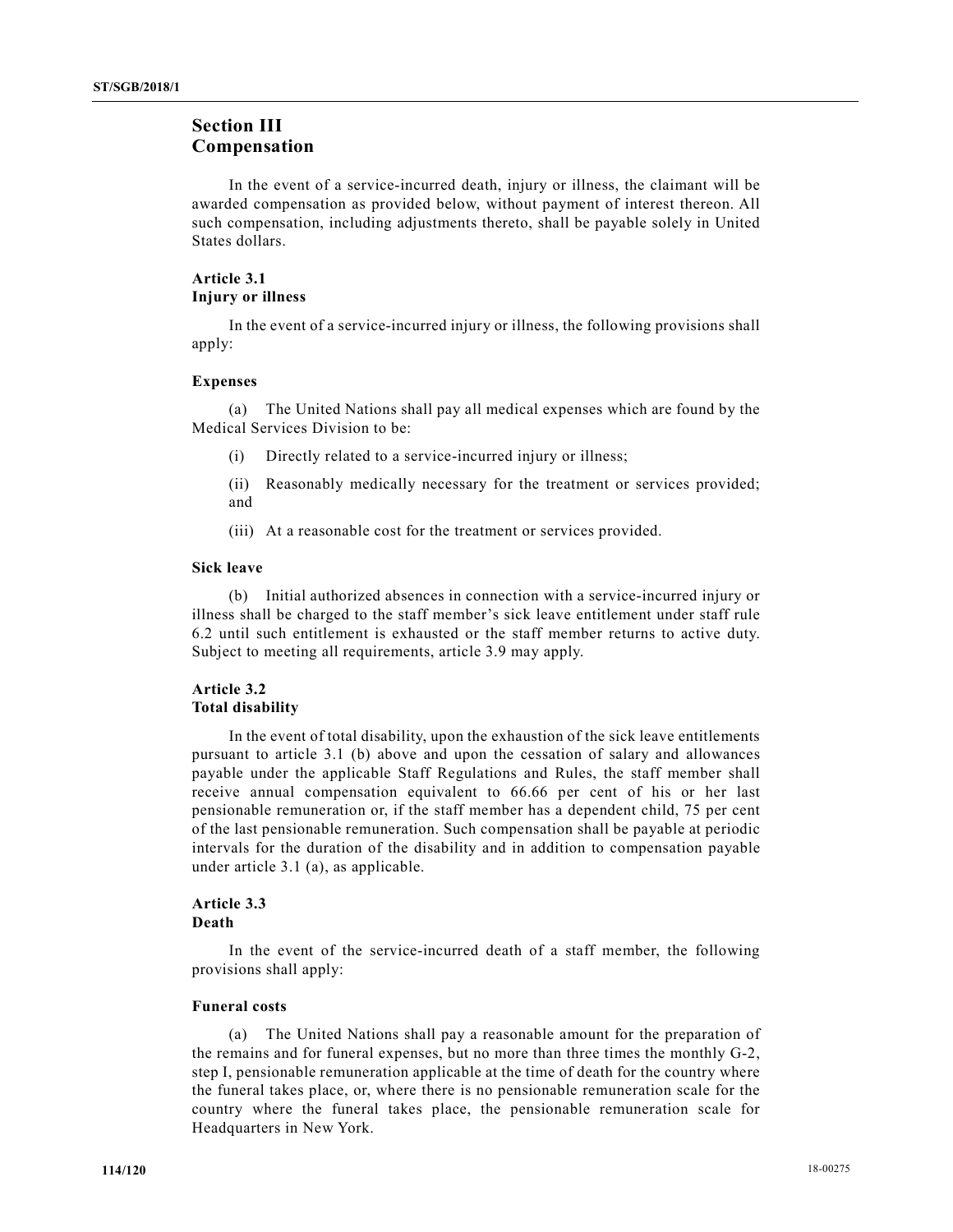## Section III
## Compensation

In the event of a service-incurred death, injury or illness, the claimant will be awarded compensation as provided below, without payment of interest thereon. All such compensation, including adjustments thereto, shall be payable solely in United States dollars.

### Article 3.1
### Injury or illness

In the event of a service-incurred injury or illness, the following provisions shall apply:

**Expenses**

(a) The United Nations shall pay all medical expenses which are found by the Medical Services Division to be:

(i) Directly related to a service-incurred injury or illness;

(ii) Reasonably medically necessary for the treatment or services provided; and

(iii) At a reasonable cost for the treatment or services provided.

**Sick leave**

(b) Initial authorized absences in connection with a service-incurred injury or illness shall be charged to the staff member's sick leave entitlement under staff rule 6.2 until such entitlement is exhausted or the staff member returns to active duty. Subject to meeting all requirements, article 3.9 may apply.

### Article 3.2
### Total disability

In the event of total disability, upon the exhaustion of the sick leave entitlements pursuant to article 3.1 (b) above and upon the cessation of salary and allowances payable under the applicable Staff Regulations and Rules, the staff member shall receive annual compensation equivalent to 66.66 per cent of his or her last pensionable remuneration or, if the staff member has a dependent child, 75 per cent of the last pensionable remuneration. Such compensation shall be payable at periodic intervals for the duration of the disability and in addition to compensation payable under article 3.1 (a), as applicable.

### Article 3.3
### Death

In the event of the service-incurred death of a staff member, the following provisions shall apply:

**Funeral costs**

(a) The United Nations shall pay a reasonable amount for the preparation of the remains and for funeral expenses, but no more than three times the monthly G-2, step I, pensionable remuneration applicable at the time of death for the country where the funeral takes place, or, where there is no pensionable remuneration scale for the country where the funeral takes place, the pensionable remuneration scale for Headquarters in New York.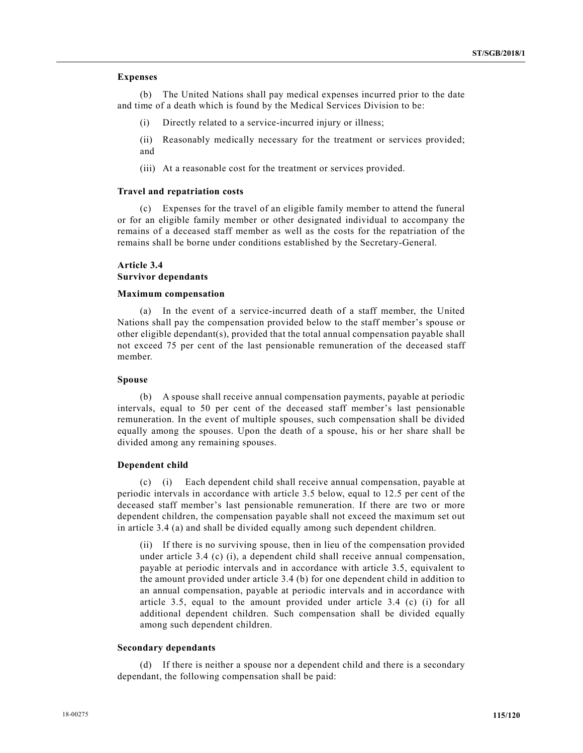**Expenses**

(b) The United Nations shall pay medical expenses incurred prior to the date and time of a death which is found by the Medical Services Division to be:

(i) Directly related to a service-incurred injury or illness;

(ii) Reasonably medically necessary for the treatment or services provided; and

(iii) At a reasonable cost for the treatment or services provided.

**Travel and repatriation costs**

(c) Expenses for the travel of an eligible family member to attend the funeral or for an eligible family member or other designated individual to accompany the remains of a deceased staff member as well as the costs for the repatriation of the remains shall be borne under conditions established by the Secretary-General.

**Article 3.4**
**Survivor dependants**

**Maximum compensation**

(a) In the event of a service-incurred death of a staff member, the United Nations shall pay the compensation provided below to the staff member's spouse or other eligible dependant(s), provided that the total annual compensation payable shall not exceed 75 per cent of the last pensionable remuneration of the deceased staff member.

**Spouse**

(b) A spouse shall receive annual compensation payments, payable at periodic intervals, equal to 50 per cent of the deceased staff member's last pensionable remuneration. In the event of multiple spouses, such compensation shall be divided equally among the spouses. Upon the death of a spouse, his or her share shall be divided among any remaining spouses.

**Dependent child**

(c) (i) Each dependent child shall receive annual compensation, payable at periodic intervals in accordance with article 3.5 below, equal to 12.5 per cent of the deceased staff member's last pensionable remuneration. If there are two or more dependent children, the compensation payable shall not exceed the maximum set out in article 3.4 (a) and shall be divided equally among such dependent children.

(ii) If there is no surviving spouse, then in lieu of the compensation provided under article 3.4 (c) (i), a dependent child shall receive annual compensation, payable at periodic intervals and in accordance with article 3.5, equivalent to the amount provided under article 3.4 (b) for one dependent child in addition to an annual compensation, payable at periodic intervals and in accordance with article 3.5, equal to the amount provided under article 3.4 (c) (i) for all additional dependent children. Such compensation shall be divided equally among such dependent children.

**Secondary dependants**

(d) If there is neither a spouse nor a dependent child and there is a secondary dependant, the following compensation shall be paid: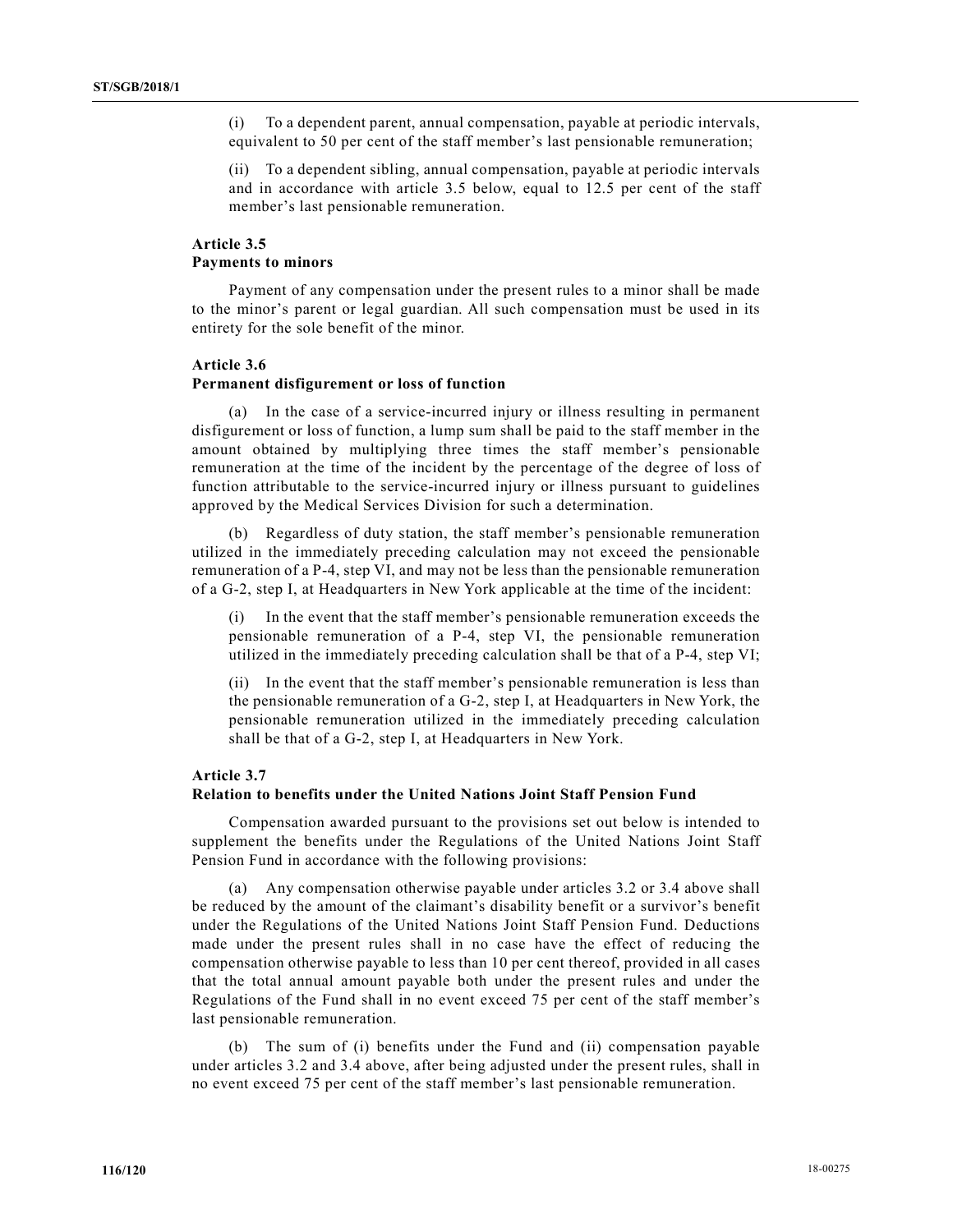(i) To a dependent parent, annual compensation, payable at periodic intervals, equivalent to 50 per cent of the staff member's last pensionable remuneration;

(ii) To a dependent sibling, annual compensation, payable at periodic intervals and in accordance with article 3.5 below, equal to 12.5 per cent of the staff member's last pensionable remuneration.

**Article 3.5**
**Payments to minors**

Payment of any compensation under the present rules to a minor shall be made to the minor's parent or legal guardian. All such compensation must be used in its entirety for the sole benefit of the minor.

**Article 3.6**
**Permanent disfigurement or loss of function**

(a) In the case of a service-incurred injury or illness resulting in permanent disfigurement or loss of function, a lump sum shall be paid to the staff member in the amount obtained by multiplying three times the staff member's pensionable remuneration at the time of the incident by the percentage of the degree of loss of function attributable to the service-incurred injury or illness pursuant to guidelines approved by the Medical Services Division for such a determination.

(b) Regardless of duty station, the staff member's pensionable remuneration utilized in the immediately preceding calculation may not exceed the pensionable remuneration of a P-4, step VI, and may not be less than the pensionable remuneration of a G-2, step I, at Headquarters in New York applicable at the time of the incident:

(i) In the event that the staff member's pensionable remuneration exceeds the pensionable remuneration of a P-4, step VI, the pensionable remuneration utilized in the immediately preceding calculation shall be that of a P-4, step VI;

(ii) In the event that the staff member's pensionable remuneration is less than the pensionable remuneration of a G-2, step I, at Headquarters in New York, the pensionable remuneration utilized in the immediately preceding calculation shall be that of a G-2, step I, at Headquarters in New York.

**Article 3.7**
**Relation to benefits under the United Nations Joint Staff Pension Fund**

Compensation awarded pursuant to the provisions set out below is intended to supplement the benefits under the Regulations of the United Nations Joint Staff Pension Fund in accordance with the following provisions:

(a) Any compensation otherwise payable under articles 3.2 or 3.4 above shall be reduced by the amount of the claimant's disability benefit or a survivor's benefit under the Regulations of the United Nations Joint Staff Pension Fund. Deductions made under the present rules shall in no case have the effect of reducing the compensation otherwise payable to less than 10 per cent thereof, provided in all cases that the total annual amount payable both under the present rules and under the Regulations of the Fund shall in no event exceed 75 per cent of the staff member's last pensionable remuneration.

(b) The sum of (i) benefits under the Fund and (ii) compensation payable under articles 3.2 and 3.4 above, after being adjusted under the present rules, shall in no event exceed 75 per cent of the staff member's last pensionable remuneration.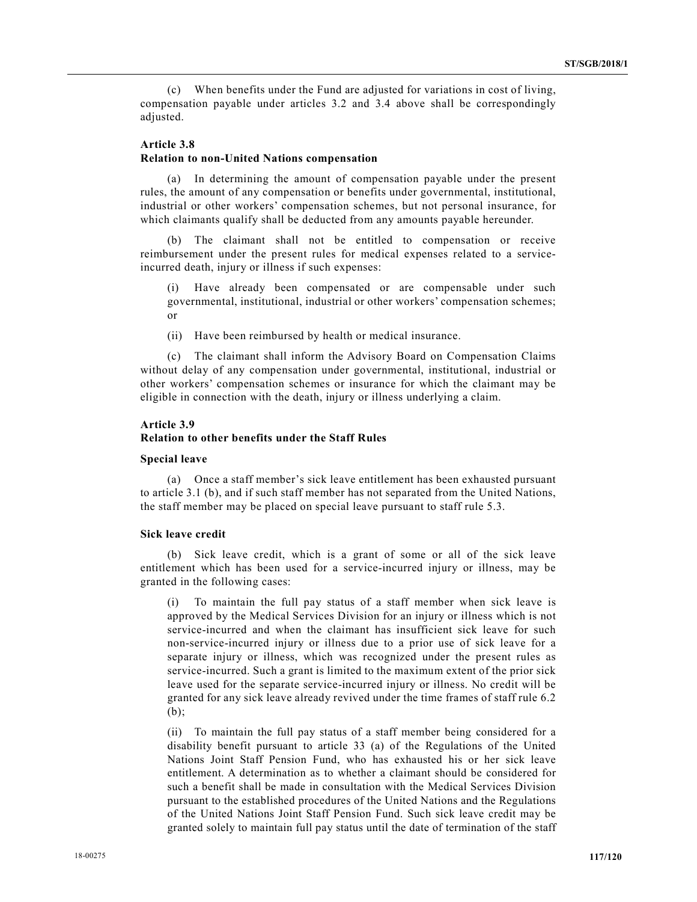(c) When benefits under the Fund are adjusted for variations in cost of living, compensation payable under articles 3.2 and 3.4 above shall be correspondingly adjusted.

### Article 3.8
### Relation to non-United Nations compensation

(a) In determining the amount of compensation payable under the present rules, the amount of any compensation or benefits under governmental, institutional, industrial or other workers' compensation schemes, but not personal insurance, for which claimants qualify shall be deducted from any amounts payable hereunder.

(b) The claimant shall not be entitled to compensation or receive reimbursement under the present rules for medical expenses related to a service-incurred death, injury or illness if such expenses:

(i) Have already been compensated or are compensable under such governmental, institutional, industrial or other workers' compensation schemes; or

(ii) Have been reimbursed by health or medical insurance.

(c) The claimant shall inform the Advisory Board on Compensation Claims without delay of any compensation under governmental, institutional, industrial or other workers' compensation schemes or insurance for which the claimant may be eligible in connection with the death, injury or illness underlying a claim.

### Article 3.9
### Relation to other benefits under the Staff Rules

**Special leave**

(a) Once a staff member's sick leave entitlement has been exhausted pursuant to article 3.1 (b), and if such staff member has not separated from the United Nations, the staff member may be placed on special leave pursuant to staff rule 5.3.

**Sick leave credit**

(b) Sick leave credit, which is a grant of some or all of the sick leave entitlement which has been used for a service-incurred injury or illness, may be granted in the following cases:

(i) To maintain the full pay status of a staff member when sick leave is approved by the Medical Services Division for an injury or illness which is not service-incurred and when the claimant has insufficient sick leave for such non-service-incurred injury or illness due to a prior use of sick leave for a separate injury or illness, which was recognized under the present rules as service-incurred. Such a grant is limited to the maximum extent of the prior sick leave used for the separate service-incurred injury or illness. No credit will be granted for any sick leave already revived under the time frames of staff rule 6.2 (b);

(ii) To maintain the full pay status of a staff member being considered for a disability benefit pursuant to article 33 (a) of the Regulations of the United Nations Joint Staff Pension Fund, who has exhausted his or her sick leave entitlement. A determination as to whether a claimant should be considered for such a benefit shall be made in consultation with the Medical Services Division pursuant to the established procedures of the United Nations and the Regulations of the United Nations Joint Staff Pension Fund. Such sick leave credit may be granted solely to maintain full pay status until the date of termination of the staff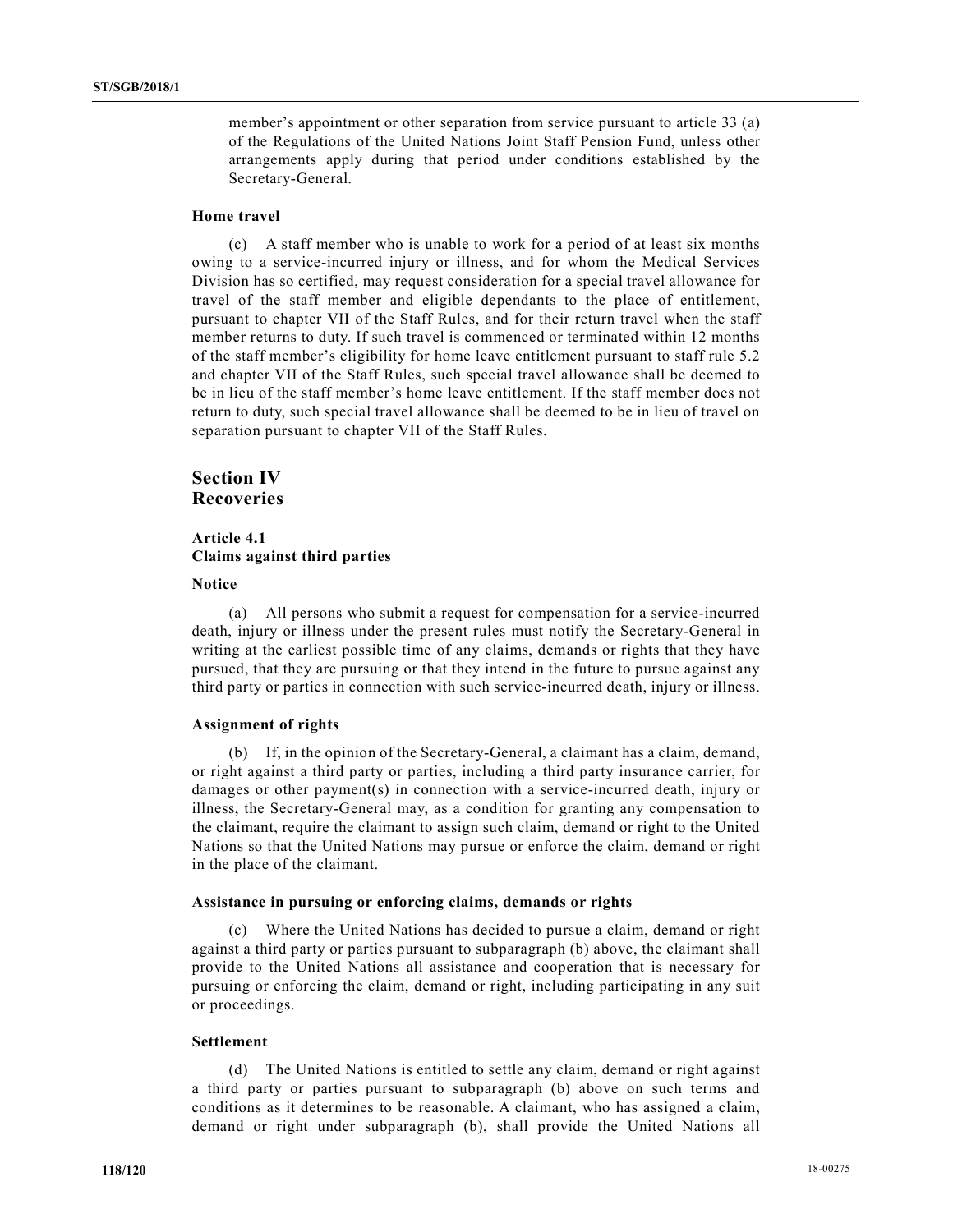member's appointment or other separation from service pursuant to article 33 (a) of the Regulations of the United Nations Joint Staff Pension Fund, unless other arrangements apply during that period under conditions established by the Secretary-General.

**Home travel**

(c) A staff member who is unable to work for a period of at least six months owing to a service-incurred injury or illness, and for whom the Medical Services Division has so certified, may request consideration for a special travel allowance for travel of the staff member and eligible dependants to the place of entitlement, pursuant to chapter VII of the Staff Rules, and for their return travel when the staff member returns to duty. If such travel is commenced or terminated within 12 months of the staff member's eligibility for home leave entitlement pursuant to staff rule 5.2 and chapter VII of the Staff Rules, such special travel allowance shall be deemed to be in lieu of the staff member's home leave entitlement. If the staff member does not return to duty, such special travel allowance shall be deemed to be in lieu of travel on separation pursuant to chapter VII of the Staff Rules.

## Section IV
## Recoveries

### Article 4.1
### Claims against third parties

**Notice**

(a) All persons who submit a request for compensation for a service-incurred death, injury or illness under the present rules must notify the Secretary-General in writing at the earliest possible time of any claims, demands or rights that they have pursued, that they are pursuing or that they intend in the future to pursue against any third party or parties in connection with such service-incurred death, injury or illness.

**Assignment of rights**

(b) If, in the opinion of the Secretary-General, a claimant has a claim, demand, or right against a third party or parties, including a third party insurance carrier, for damages or other payment(s) in connection with a service-incurred death, injury or illness, the Secretary-General may, as a condition for granting any compensation to the claimant, require the claimant to assign such claim, demand or right to the United Nations so that the United Nations may pursue or enforce the claim, demand or right in the place of the claimant.

**Assistance in pursuing or enforcing claims, demands or rights**

(c) Where the United Nations has decided to pursue a claim, demand or right against a third party or parties pursuant to subparagraph (b) above, the claimant shall provide to the United Nations all assistance and cooperation that is necessary for pursuing or enforcing the claim, demand or right, including participating in any suit or proceedings.

**Settlement**

(d) The United Nations is entitled to settle any claim, demand or right against a third party or parties pursuant to subparagraph (b) above on such terms and conditions as it determines to be reasonable. A claimant, who has assigned a claim, demand or right under subparagraph (b), shall provide the United Nations all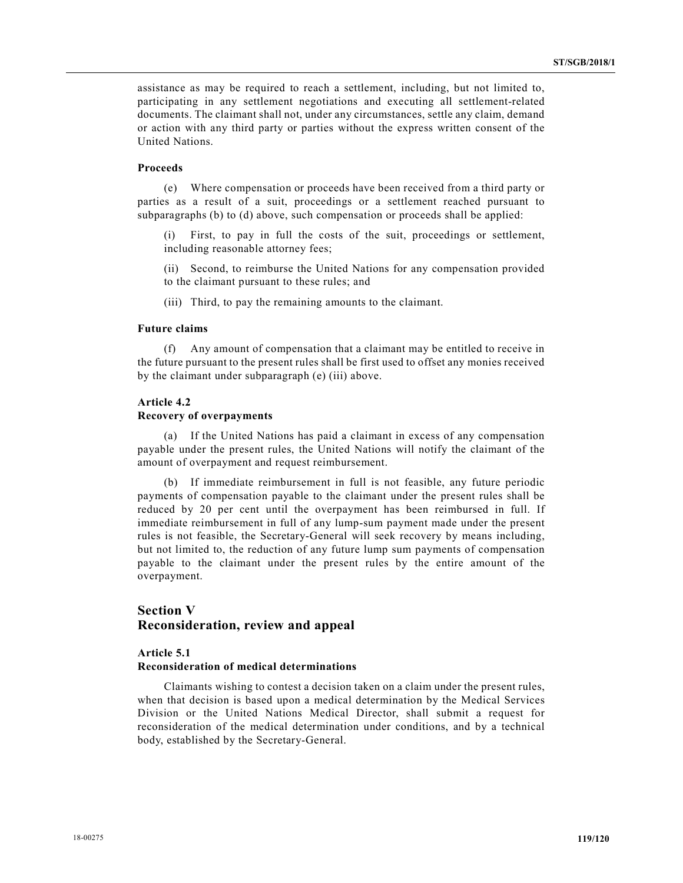assistance as may be required to reach a settlement, including, but not limited to, participating in any settlement negotiations and executing all settlement-related documents. The claimant shall not, under any circumstances, settle any claim, demand or action with any third party or parties without the express written consent of the United Nations.

**Proceeds**

(e) Where compensation or proceeds have been received from a third party or parties as a result of a suit, proceedings or a settlement reached pursuant to subparagraphs (b) to (d) above, such compensation or proceeds shall be applied:

(i) First, to pay in full the costs of the suit, proceedings or settlement, including reasonable attorney fees;

(ii) Second, to reimburse the United Nations for any compensation provided to the claimant pursuant to these rules; and

(iii) Third, to pay the remaining amounts to the claimant.

**Future claims**

(f) Any amount of compensation that a claimant may be entitled to receive in the future pursuant to the present rules shall be first used to offset any monies received by the claimant under subparagraph (e) (iii) above.

#### Article 4.2
#### Recovery of overpayments

(a) If the United Nations has paid a claimant in excess of any compensation payable under the present rules, the United Nations will notify the claimant of the amount of overpayment and request reimbursement.

(b) If immediate reimbursement in full is not feasible, any future periodic payments of compensation payable to the claimant under the present rules shall be reduced by 20 per cent until the overpayment has been reimbursed in full. If immediate reimbursement in full of any lump-sum payment made under the present rules is not feasible, the Secretary-General will seek recovery by means including, but not limited to, the reduction of any future lump sum payments of compensation payable to the claimant under the present rules by the entire amount of the overpayment.

## Section V
## Reconsideration, review and appeal

#### Article 5.1
#### Reconsideration of medical determinations

Claimants wishing to contest a decision taken on a claim under the present rules, when that decision is based upon a medical determination by the Medical Services Division or the United Nations Medical Director, shall submit a request for reconsideration of the medical determination under conditions, and by a technical body, established by the Secretary-General.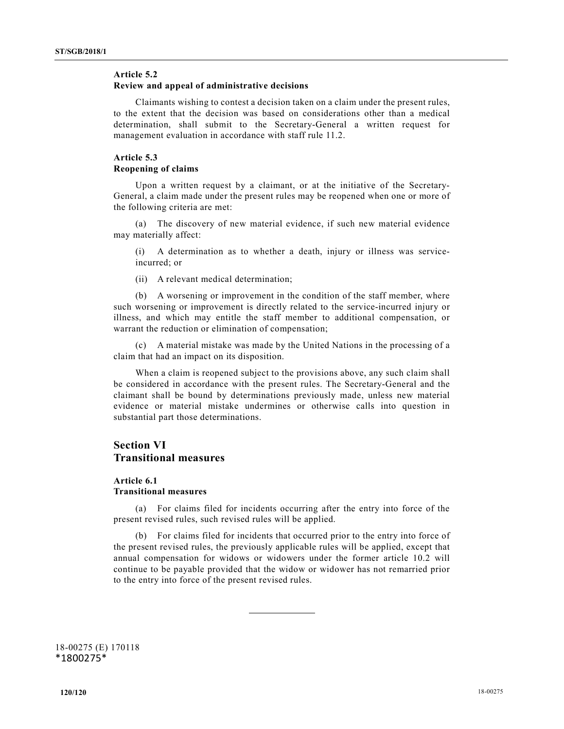### Article 5.2
### Review and appeal of administrative decisions

Claimants wishing to contest a decision taken on a claim under the present rules, to the extent that the decision was based on considerations other than a medical determination, shall submit to the Secretary-General a written request for management evaluation in accordance with staff rule 11.2.

### Article 5.3
### Reopening of claims

Upon a written request by a claimant, or at the initiative of the Secretary-General, a claim made under the present rules may be reopened when one or more of the following criteria are met:

(a) The discovery of new material evidence, if such new material evidence may materially affect:

(i) A determination as to whether a death, injury or illness was service-incurred; or

(ii) A relevant medical determination;

(b) A worsening or improvement in the condition of the staff member, where such worsening or improvement is directly related to the service-incurred injury or illness, and which may entitle the staff member to additional compensation, or warrant the reduction or elimination of compensation;

(c) A material mistake was made by the United Nations in the processing of a claim that had an impact on its disposition.

When a claim is reopened subject to the provisions above, any such claim shall be considered in accordance with the present rules. The Secretary-General and the claimant shall be bound by determinations previously made, unless new material evidence or material mistake undermines or otherwise calls into question in substantial part those determinations.

## Section VI
## Transitional measures

### Article 6.1
### Transitional measures

(a) For claims filed for incidents occurring after the entry into force of the present revised rules, such revised rules will be applied.

(b) For claims filed for incidents that occurred prior to the entry into force of the present revised rules, the previously applicable rules will be applied, except that annual compensation for widows or widowers under the former article 10.2 will continue to be payable provided that the widow or widower has not remarried prior to the entry into force of the present revised rules.